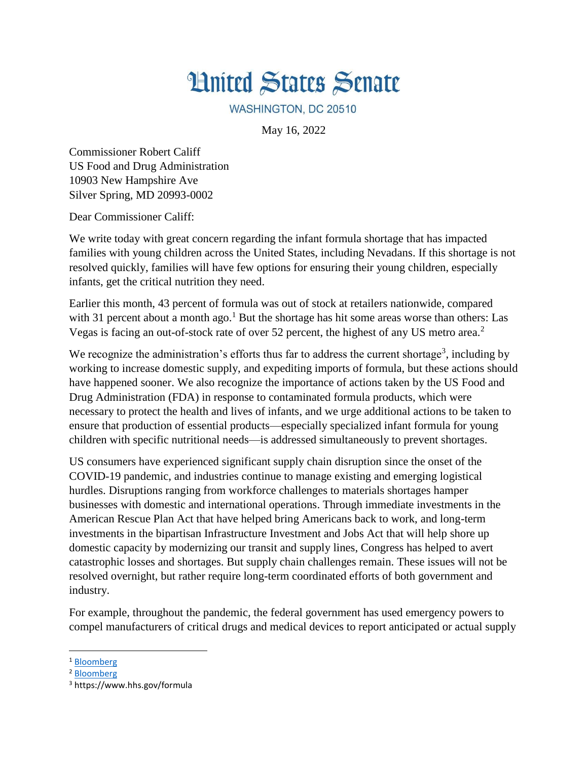# United States Senate

WASHINGTON, DC 20510

May 16, 2022

Commissioner Robert Califf
US Food and Drug Administration
10903 New Hampshire Ave
Silver Spring, MD 20993-0002

Dear Commissioner Califf:

We write today with great concern regarding the infant formula shortage that has impacted families with young children across the United States, including Nevadans. If this shortage is not resolved quickly, families will have few options for ensuring their young children, especially infants, get the critical nutrition they need.

Earlier this month, 43 percent of formula was out of stock at retailers nationwide, compared with 31 percent about a month ago.[1] But the shortage has hit some areas worse than others: Las Vegas is facing an out-of-stock rate of over 52 percent, the highest of any US metro area.[2]

We recognize the administration's efforts thus far to address the current shortage[3], including by working to increase domestic supply, and expediting imports of formula, but these actions should have happened sooner. We also recognize the importance of actions taken by the US Food and Drug Administration (FDA) in response to contaminated formula products, which were necessary to protect the health and lives of infants, and we urge additional actions to be taken to ensure that production of essential products—especially specialized infant formula for young children with specific nutritional needs—is addressed simultaneously to prevent shortages.

US consumers have experienced significant supply chain disruption since the onset of the COVID-19 pandemic, and industries continue to manage existing and emerging logistical hurdles. Disruptions ranging from workforce challenges to materials shortages hamper businesses with domestic and international operations. Through immediate investments in the American Rescue Plan Act that have helped bring Americans back to work, and long-term investments in the bipartisan Infrastructure Investment and Jobs Act that will help shore up domestic capacity by modernizing our transit and supply lines, Congress has helped to avert catastrophic losses and shortages. But supply chain challenges remain. These issues will not be resolved overnight, but rather require long-term coordinated efforts of both government and industry.

For example, throughout the pandemic, the federal government has used emergency powers to compel manufacturers of critical drugs and medical devices to report anticipated or actual supply

---

[1] Bloomberg

[2] Bloomberg

[3] https://www.hhs.gov/formula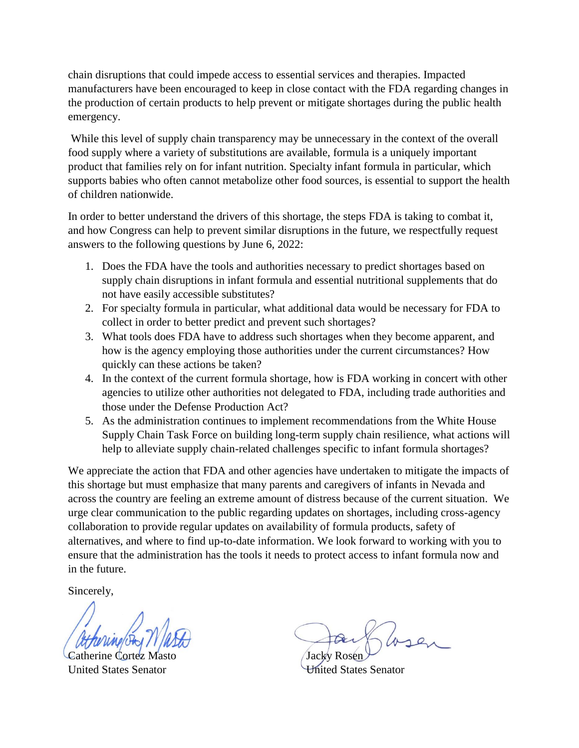chain disruptions that could impede access to essential services and therapies. Impacted manufacturers have been encouraged to keep in close contact with the FDA regarding changes in the production of certain products to help prevent or mitigate shortages during the public health emergency.

While this level of supply chain transparency may be unnecessary in the context of the overall food supply where a variety of substitutions are available, formula is a uniquely important product that families rely on for infant nutrition. Specialty infant formula in particular, which supports babies who often cannot metabolize other food sources, is essential to support the health of children nationwide.

In order to better understand the drivers of this shortage, the steps FDA is taking to combat it, and how Congress can help to prevent similar disruptions in the future, we respectfully request answers to the following questions by June 6, 2022:

1. Does the FDA have the tools and authorities necessary to predict shortages based on supply chain disruptions in infant formula and essential nutritional supplements that do not have easily accessible substitutes?
2. For specialty formula in particular, what additional data would be necessary for FDA to collect in order to better predict and prevent such shortages?
3. What tools does FDA have to address such shortages when they become apparent, and how is the agency employing those authorities under the current circumstances? How quickly can these actions be taken?
4. In the context of the current formula shortage, how is FDA working in concert with other agencies to utilize other authorities not delegated to FDA, including trade authorities and those under the Defense Production Act?
5. As the administration continues to implement recommendations from the White House Supply Chain Task Force on building long-term supply chain resilience, what actions will help to alleviate supply chain-related challenges specific to infant formula shortages?

We appreciate the action that FDA and other agencies have undertaken to mitigate the impacts of this shortage but must emphasize that many parents and caregivers of infants in Nevada and across the country are feeling an extreme amount of distress because of the current situation. We urge clear communication to the public regarding updates on shortages, including cross-agency collaboration to provide regular updates on availability of formula products, safety of alternatives, and where to find up-to-date information. We look forward to working with you to ensure that the administration has the tools it needs to protect access to infant formula now and in the future.

Sincerely,

Catherine Cortez Masto
United States Senator

Jacky Rosen
United States Senator